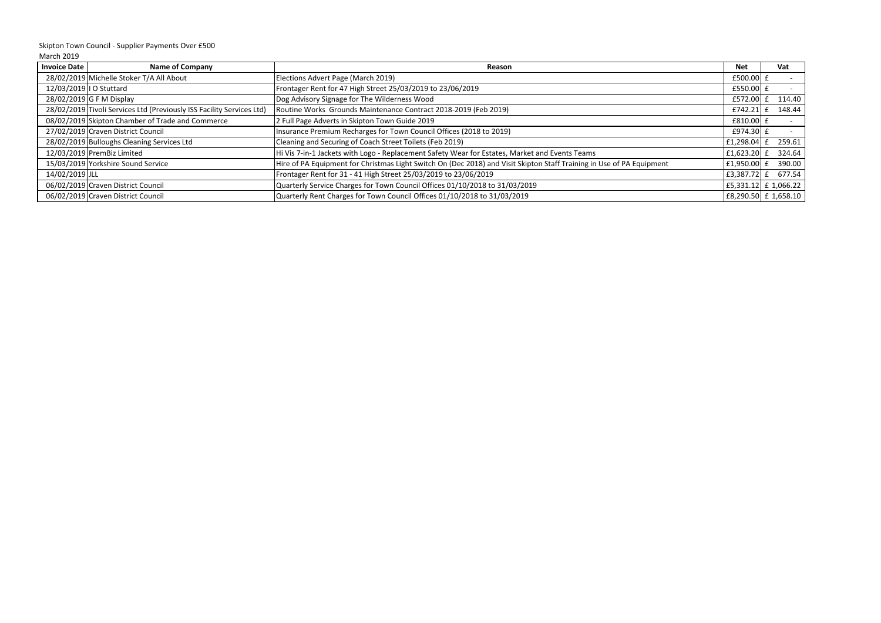Skipton Town Council - Supplier Payments Over £500

March 2019

| Invoice Date | Name of Company | Reason | Net | Vat |
|---|---|---|---|---|
| 28/02/2019 | Michelle Stoker T/A All About | Elections Advert Page (March 2019) | £500.00 | £ - |
| 12/03/2019 | I O Stuttard | Frontager Rent for 47 High Street 25/03/2019 to 23/06/2019 | £550.00 | £ - |
| 28/02/2019 | G F M Display | Dog Advisory Signage for The Wilderness Wood | £572.00 | £ 114.40 |
| 28/02/2019 | Tivoli Services Ltd (Previously ISS Facility Services Ltd) | Routine Works Grounds Maintenance Contract 2018-2019 (Feb 2019) | £742.21 | £ 148.44 |
| 08/02/2019 | Skipton Chamber of Trade and Commerce | 2 Full Page Adverts in Skipton Town Guide 2019 | £810.00 | £ - |
| 27/02/2019 | Craven District Council | Insurance Premium Recharges for Town Council Offices (2018 to 2019) | £974.30 | £ - |
| 28/02/2019 | Bulloughs Cleaning Services Ltd | Cleaning and Securing of Coach Street Toilets (Feb 2019) | £1,298.04 | £ 259.61 |
| 12/03/2019 | PremBiz Limited | Hi Vis 7-in-1 Jackets with Logo - Replacement Safety Wear for Estates, Market and Events Teams | £1,623.20 | £ 324.64 |
| 15/03/2019 | Yorkshire Sound Service | Hire of PA Equipment for Christmas Light Switch On (Dec 2018) and Visit Skipton Staff Training in Use of PA Equipment | £1,950.00 | £ 390.00 |
| 14/02/2019 | JLL | Frontager Rent for 31 - 41 High Street 25/03/2019 to 23/06/2019 | £3,387.72 | £ 677.54 |
| 06/02/2019 | Craven District Council | Quarterly Service Charges for Town Council Offices 01/10/2018 to 31/03/2019 | £5,331.12 | £ 1,066.22 |
| 06/02/2019 | Craven District Council | Quarterly Rent Charges for Town Council Offices 01/10/2018 to 31/03/2019 | £8,290.50 | £ 1,658.10 |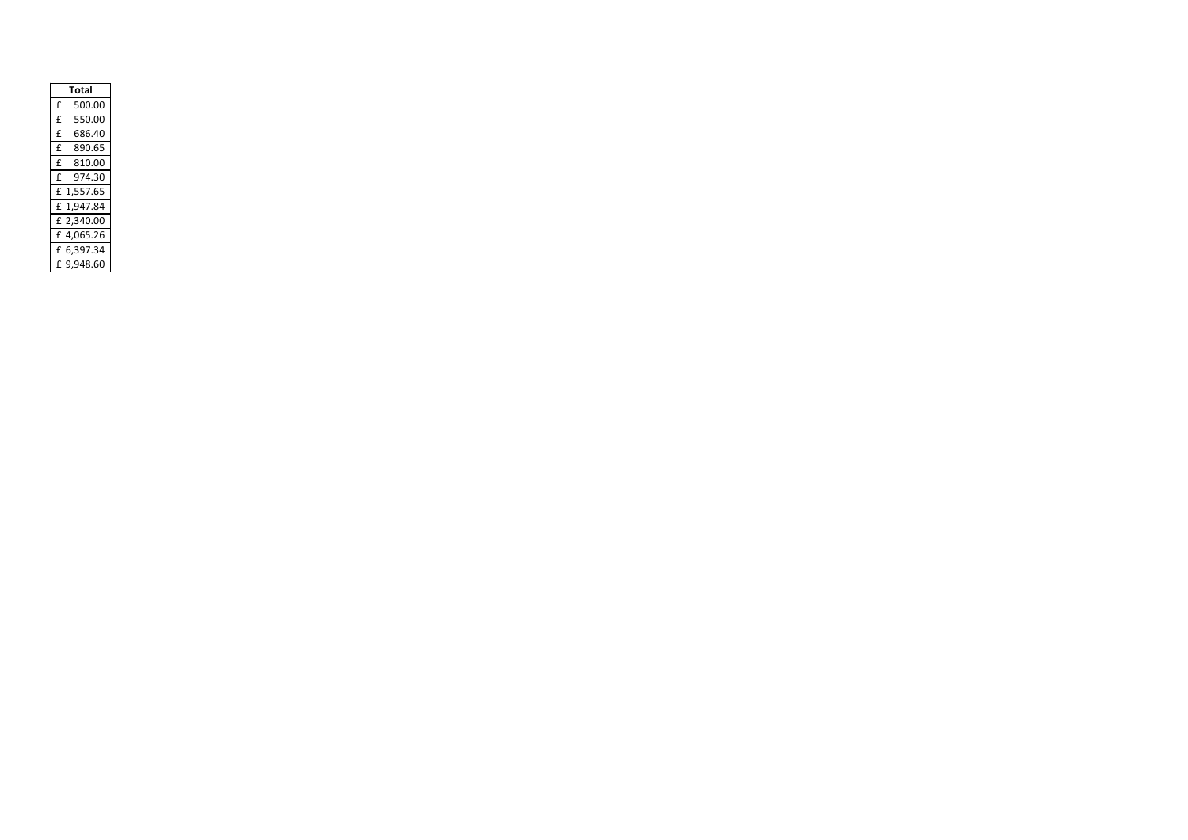| Total |
| --- |
| £ 500.00 |
| £ 550.00 |
| £ 686.40 |
| £ 890.65 |
| £ 810.00 |
| £ 974.30 |
| £ 1,557.65 |
| £ 1,947.84 |
| £ 2,340.00 |
| £ 4,065.26 |
| £ 6,397.34 |
| £ 9,948.60 |